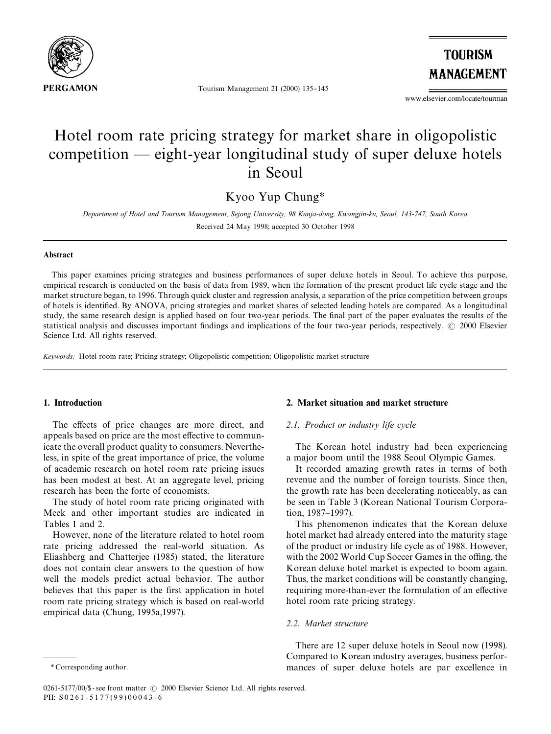# Hotel room rate pricing strategy for market share in oligopolistic competition — eight-year longitudinal study of super deluxe hotels in Seoul

Kyoo Yup Chung*

*Department of Hotel and Tourism Management, Sejong University, 98 Kunja-dong, Kwangjin-ku, Seoul, 143-747, South Korea*

Received 24 May 1998; accepted 30 October 1998

## Abstract

This paper examines pricing strategies and business performances of super deluxe hotels in Seoul. To achieve this purpose, empirical research is conducted on the basis of data from 1989, when the formation of the present product life cycle stage and the market structure began, to 1996. Through quick cluster and regression analysis, a separation of the price competition between groups of hotels is identified. By ANOVA, pricing strategies and market shares of selected leading hotels are compared. As a longitudinal study, the same research design is applied based on four two-year periods. The final part of the paper evaluates the results of the statistical analysis and discusses important findings and implications of the four two-year periods, respectively. © 2000 Elsevier Science Ltd. All rights reserved.

*Keywords:* Hotel room rate; Pricing strategy; Oligopolistic competition; Oligopolistic market structure

## 1. Introduction

The effects of price changes are more direct, and appeals based on price are the most effective to communicate the overall product quality to consumers. Nevertheless, in spite of the great importance of price, the volume of academic research on hotel room rate pricing issues has been modest at best. At an aggregate level, pricing research has been the forte of economists.

The study of hotel room rate pricing originated with Meek and other important studies are indicated in Tables 1 and 2.

However, none of the literature related to hotel room rate pricing addressed the real-world situation. As Eliashberg and Chatterjee (1985) stated, the literature does not contain clear answers to the question of how well the models predict actual behavior. The author believes that this paper is the first application in hotel room rate pricing strategy which is based on real-world empirical data (Chung, 1995a,1997).

## 2. Market situation and market structure

### 2.1. Product or industry life cycle

The Korean hotel industry had been experiencing a major boom until the 1988 Seoul Olympic Games.

It recorded amazing growth rates in terms of both revenue and the number of foreign tourists. Since then, the growth rate has been decelerating noticeably, as can be seen in Table 3 (Korean National Tourism Corporation, 1987–1997).

This phenomenon indicates that the Korean deluxe hotel market had already entered into the maturity stage of the product or industry life cycle as of 1988. However, with the 2002 World Cup Soccer Games in the offing, the Korean deluxe hotel market is expected to boom again. Thus, the market conditions will be constantly changing, requiring more-than-ever the formulation of an effective hotel room rate pricing strategy.

### 2.2. Market structure

There are 12 super deluxe hotels in Seoul now (1998). Compared to Korean industry averages, business performances of super deluxe hotels are par excellence in

* Corresponding author.

0261-5177/00/$ - see front matter © 2000 Elsevier Science Ltd. All rights reserved.
PII: S0261-5177(99)00043-6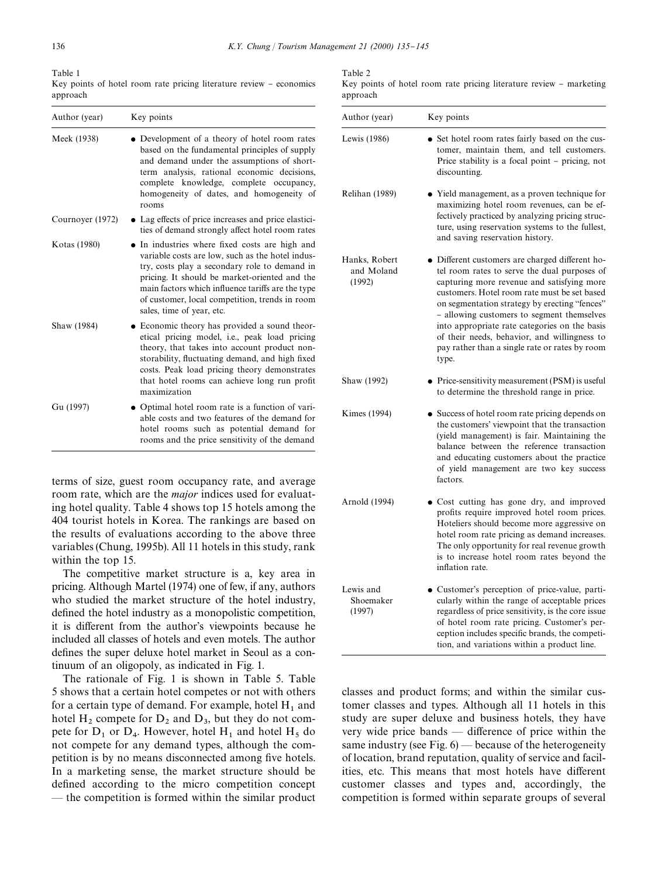Table 1
Key points of hotel room rate pricing literature review – economics approach

| Author (year) | Key points |
|---|---|
| Meek (1938) | • Development of a theory of hotel room rates based on the fundamental principles of supply and demand under the assumptions of short-term analysis, rational economic decisions, complete knowledge, complete occupancy, homogeneity of dates, and homogeneity of rooms |
| Cournoyer (1972) | • Lag effects of price increases and price elasticities of demand strongly affect hotel room rates |
| Kotas (1980) | • In industries where fixed costs are high and variable costs are low, such as the hotel industry, costs play a secondary role to demand in pricing. It should be market-oriented and the main factors which influence tariffs are the type of customer, local competition, trends in room sales, time of year, etc. |
| Shaw (1984) | • Economic theory has provided a sound theoretical pricing model, i.e., peak load pricing theory, that takes into account product non-storability, fluctuating demand, and high fixed costs. Peak load pricing theory demonstrates that hotel rooms can achieve long run profit maximization |
| Gu (1997) | • Optimal hotel room rate is a function of variable costs and two features of the demand for hotel rooms such as potential demand for rooms and the price sensitivity of the demand |

Table 2
Key points of hotel room rate pricing literature review – marketing approach

| Author (year) | Key points |
|---|---|
| Lewis (1986) | • Set hotel room rates fairly based on the customer, maintain them, and tell customers. Price stability is a focal point – pricing, not discounting. |
| Relihan (1989) | • Yield management, as a proven technique for maximizing hotel room revenues, can be effectively practiced by analyzing pricing structure, using reservation systems to the fullest, and saving reservation history. |
| Hanks, Robert and Moland (1992) | • Different customers are charged different hotel room rates to serve the dual purposes of capturing more revenue and satisfying more customers. Hotel room rate must be set based on segmentation strategy by erecting "fences" – allowing customers to segment themselves into appropriate rate categories on the basis of their needs, behavior, and willingness to pay rather than a single rate or rates by room type. |
| Shaw (1992) | • Price-sensitivity measurement (PSM) is useful to determine the threshold range in price. |
| Kimes (1994) | • Success of hotel room rate pricing depends on the customers' viewpoint that the transaction (yield management) is fair. Maintaining the balance between the reference transaction and educating customers about the practice of yield management are two key success factors. |
| Arnold (1994) | • Cost cutting has gone dry, and improved profits require improved hotel room prices. Hoteliers should become more aggressive on hotel room rate pricing as demand increases. The only opportunity for real revenue growth is to increase hotel room rates beyond the inflation rate. |
| Lewis and Shoemaker (1997) | • Customer's perception of price-value, particularly within the range of acceptable prices regardless of price sensitivity, is the core issue of hotel room rate pricing. Customer's perception includes specific brands, the competition, and variations within a product line. |

terms of size, guest room occupancy rate, and average room rate, which are the *major* indices used for evaluating hotel quality. Table 4 shows top 15 hotels among the 404 tourist hotels in Korea. The rankings are based on the results of evaluations according to the above three variables (Chung, 1995b). All 11 hotels in this study, rank within the top 15.

The competitive market structure is a, key area in pricing. Although Martel (1974) one of few, if any, authors who studied the market structure of the hotel industry, defined the hotel industry as a monopolistic competition, it is different from the author's viewpoints because he included all classes of hotels and even motels. The author defines the super deluxe hotel market in Seoul as a continuum of an oligopoly, as indicated in Fig. 1.

The rationale of Fig. 1 is shown in Table 5. Table 5 shows that a certain hotel competes or not with others for a certain type of demand. For example, hotel $H_1$ and hotel $H_2$ compete for $D_2$ and $D_3$, but they do not compete for $D_1$ or $D_4$. However, hotel $H_1$ and hotel $H_5$ do not compete for any demand types, although the competition is by no means disconnected among five hotels. In a marketing sense, the market structure should be defined according to the micro competition concept — the competition is formed within the similar product classes and product forms; and within the similar customer classes and types. Although all 11 hotels in this study are super deluxe and business hotels, they have very wide price bands — difference of price within the same industry (see Fig. 6) — because of the heterogeneity of location, brand reputation, quality of service and facilities, etc. This means that most hotels have different customer classes and types and, accordingly, the competition is formed within separate groups of several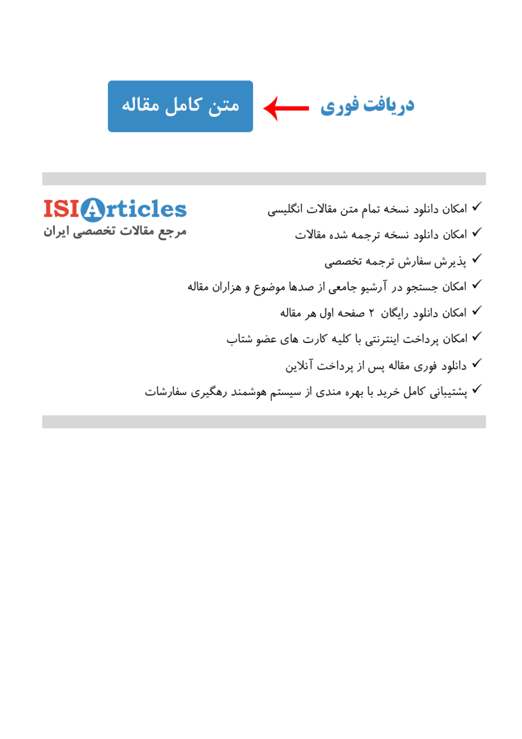دریافت فوری ← متن کامل مقاله

**ISIArticles**
مرجع مقالات تخصصی ایران

- ✓ امکان دانلود نسخه تمام متن مقالات انگلیسی
- ✓ امکان دانلود نسخه ترجمه شده مقالات
- ✓ پذیرش سفارش ترجمه تخصصی
- ✓ امکان جستجو در آرشیو جامعی از صدها موضوع و هزاران مقاله
- ✓ امکان دانلود رایگان ۲ صفحه اول هر مقاله
- ✓ امکان پرداخت اینترنتی با کلیه کارت های عضو شتاب
- ✓ دانلود فوری مقاله پس از پرداخت آنلاین
- ✓ پشتیبانی کامل خرید با بهره مندی از سیستم هوشمند رهگیری سفارشات